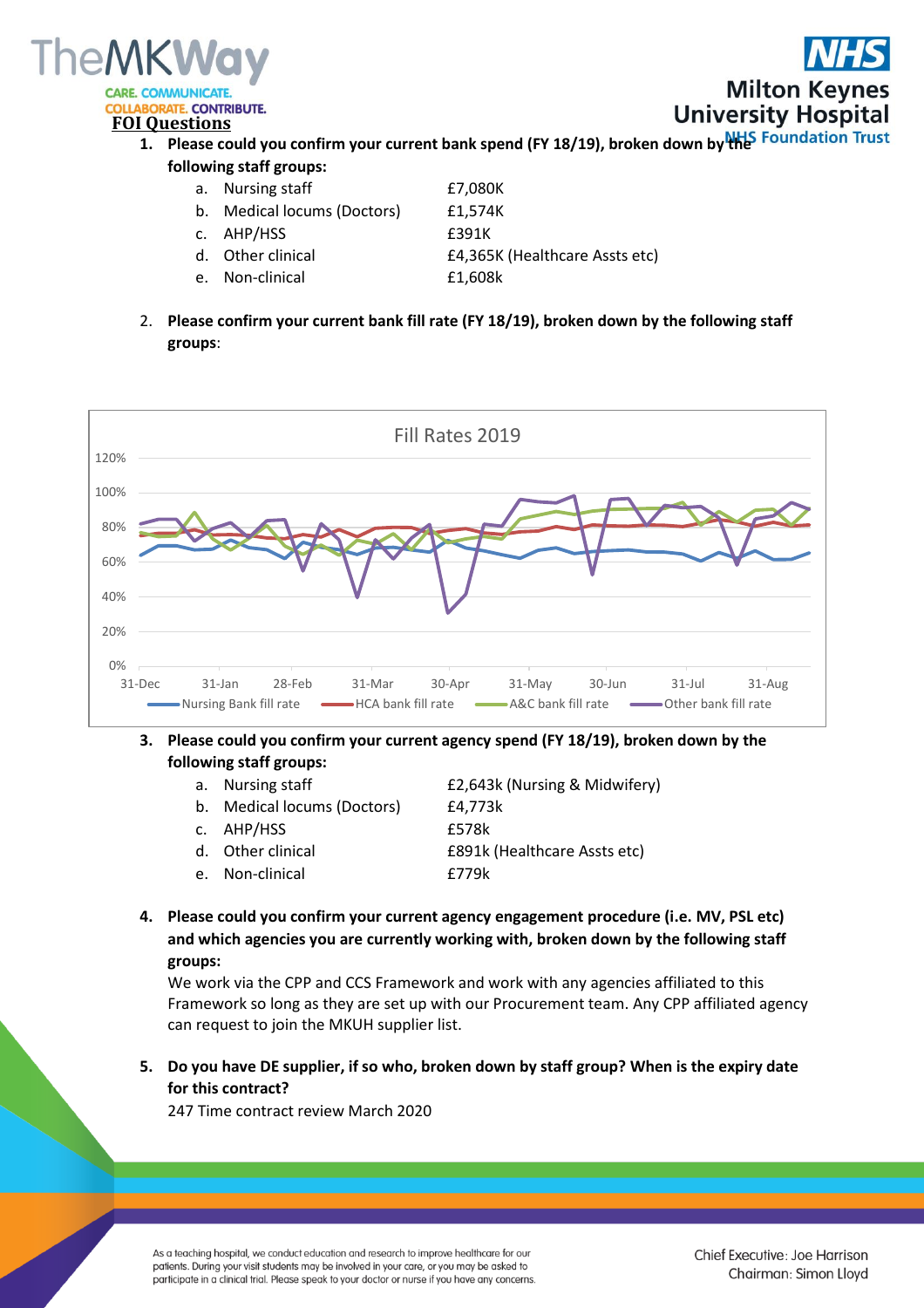## FOI Questions

1. **Please could you confirm your current bank spend (FY 18/19), broken down by the following staff groups:**
   a. Nursing staff — £7,080K
   b. Medical locums (Doctors) — £1,574K
   c. AHP/HSS — £391K
   d. Other clinical — £4,365K (Healthcare Assts etc)
   e. Non-clinical — £1,608k

2. **Please confirm your current bank fill rate (FY 18/19), broken down by the following staff groups**:

Fill Rates 2019

120%
100%
80%
60%
40%
20%
0%

31-Dec
31-Jan
28-Feb
31-Mar
30-Apr
31-May
30-Jun
31-Jul
31-Aug

Nursing Bank fill rate
HCA bank fill rate
A&C bank fill rate
Other bank fill rate

3. **Please could you confirm your current agency spend (FY 18/19), broken down by the following staff groups:**
   a. Nursing staff — £2,643k (Nursing & Midwifery)
   b. Medical locums (Doctors) — £4,773k
   c. AHP/HSS — £578k
   d. Other clinical — £891k (Healthcare Assts etc)
   e. Non-clinical — £779k

4. **Please could you confirm your current agency engagement procedure (i.e. MV, PSL etc) and which agencies you are currently working with, broken down by the following staff groups:**
   We work via the CPP and CCS Framework and work with any agencies affiliated to this Framework so long as they are set up with our Procurement team. Any CPP affiliated agency can request to join the MKUH supplier list.

5. **Do you have DE supplier, if so who, broken down by staff group? When is the expiry date for this contract?**
   247 Time contract review March 2020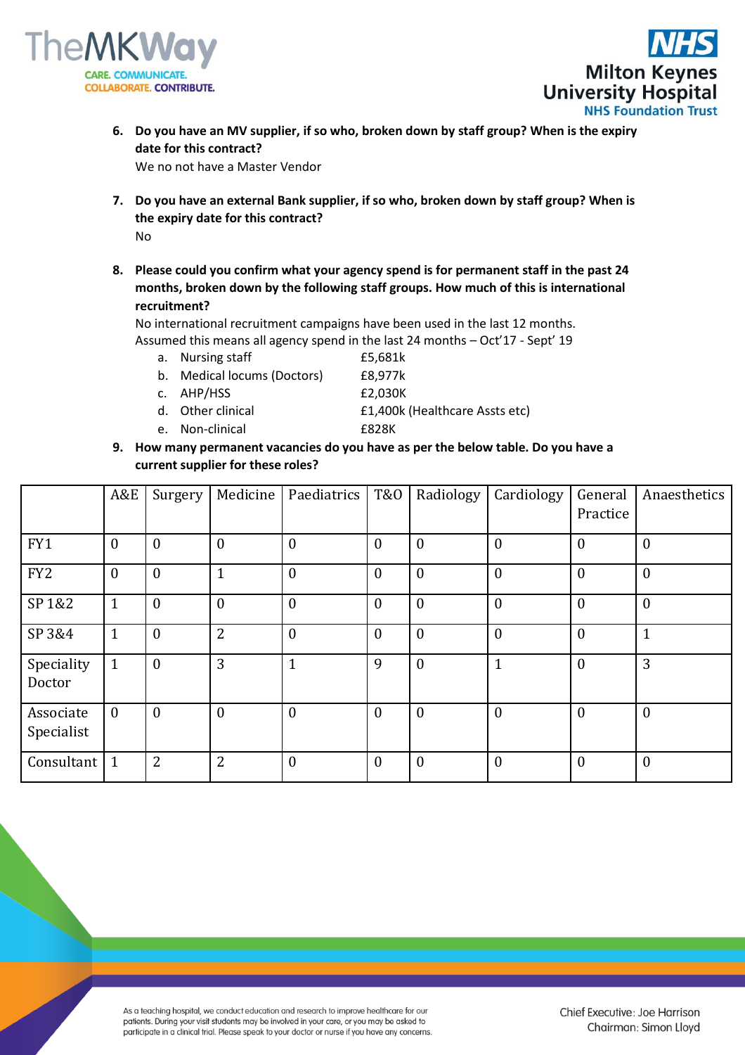6. **Do you have an MV supplier, if so who, broken down by staff group? When is the expiry date for this contract?**
   We no not have a Master Vendor

7. **Do you have an external Bank supplier, if so who, broken down by staff group? When is the expiry date for this contract?**
   No

8. **Please could you confirm what your agency spend is for permanent staff in the past 24 months, broken down by the following staff groups. How much of this is international recruitment?**
   No international recruitment campaigns have been used in the last 12 months.
   Assumed this means all agency spend in the last 24 months – Oct'17 - Sept' 19
   a. Nursing staff £5,681k
   b. Medical locums (Doctors) £8,977k
   c. AHP/HSS £2,030K
   d. Other clinical £1,400k (Healthcare Assts etc)
   e. Non-clinical £828K

9. **How many permanent vacancies do you have as per the below table. Do you have a current supplier for these roles?**

| | A&E | Surgery | Medicine | Paediatrics | T&O | Radiology | Cardiology | General Practice | Anaesthetics |
|---|---|---|---|---|---|---|---|---|---|
| FY1 | 0 | 0 | 0 | 0 | 0 | 0 | 0 | 0 | 0 |
| FY2 | 0 | 0 | 1 | 0 | 0 | 0 | 0 | 0 | 0 |
| SP 1&2 | 1 | 0 | 0 | 0 | 0 | 0 | 0 | 0 | 0 |
| SP 3&4 | 1 | 0 | 2 | 0 | 0 | 0 | 0 | 0 | 1 |
| Speciality Doctor | 1 | 0 | 3 | 1 | 9 | 0 | 1 | 0 | 3 |
| Associate Specialist | 0 | 0 | 0 | 0 | 0 | 0 | 0 | 0 | 0 |
| Consultant | 1 | 2 | 2 | 0 | 0 | 0 | 0 | 0 | 0 |